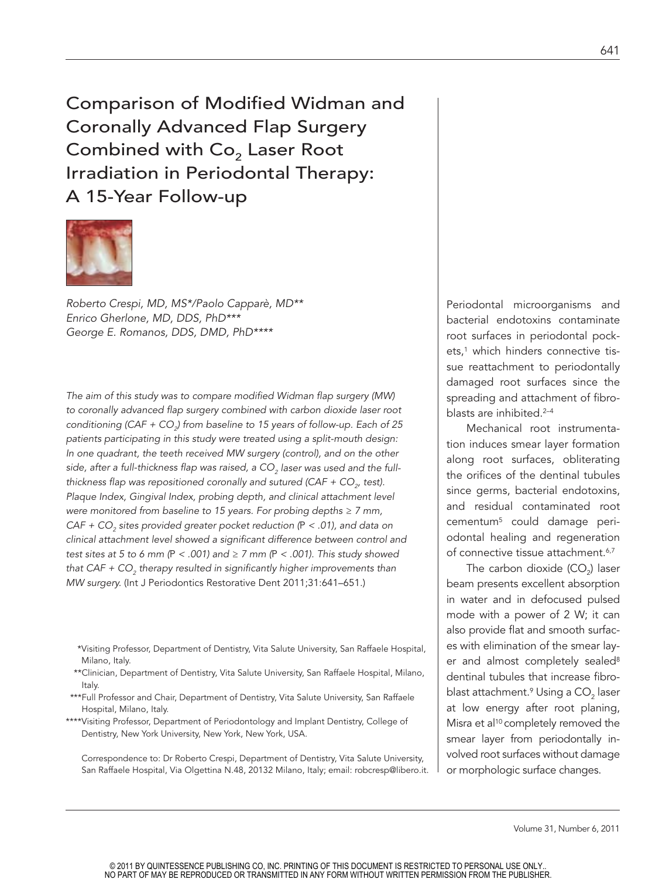# Comparison of Modified Widman and Coronally Advanced Flap Surgery Combined with $Co_2$ Laser Root Irradiation in Periodontal Therapy: A 15-Year Follow-up

*Roberto Crespi, MD, MS\*/Paolo Capparè, MD\*\**
*Enrico Gherlone, MD, DDS, PhD\*\*\**
*George E. Romanos, DDS, DMD, PhD\*\*\*\**

*The aim of this study was to compare modified Widman flap surgery (MW) to coronally advanced flap surgery combined with carbon dioxide laser root conditioning (CAF + $CO_2$) from baseline to 15 years of follow-up. Each of 25 patients participating in this study were treated using a split-mouth design: In one quadrant, the teeth received MW surgery (control), and on the other side, after a full-thickness flap was raised, a $CO_2$ laser was used and the full-thickness flap was repositioned coronally and sutured (CAF + $CO_2$, test). Plaque Index, Gingival Index, probing depth, and clinical attachment level were monitored from baseline to 15 years. For probing depths ≥ 7 mm, CAF + $CO_2$ sites provided greater pocket reduction ($P < .01$), and data on clinical attachment level showed a significant difference between control and test sites at 5 to 6 mm ($P < .001$) and ≥ 7 mm ($P < .001$). This study showed that CAF + $CO_2$ therapy resulted in significantly higher improvements than MW surgery.* (Int J Periodontics Restorative Dent 2011;31:641–651.)

\*Visiting Professor, Department of Dentistry, Vita Salute University, San Raffaele Hospital, Milano, Italy.
\*\*Clinician, Department of Dentistry, Vita Salute University, San Raffaele Hospital, Milano, Italy.
\*\*\*Full Professor and Chair, Department of Dentistry, Vita Salute University, San Raffaele Hospital, Milano, Italy.
\*\*\*\*Visiting Professor, Department of Periodontology and Implant Dentistry, College of Dentistry, New York University, New York, New York, USA.

Correspondence to: Dr Roberto Crespi, Department of Dentistry, Vita Salute University, San Raffaele Hospital, Via Olgettina N.48, 20132 Milano, Italy; email: robcresp@libero.it.

Periodontal microorganisms and bacterial endotoxins contaminate root surfaces in periodontal pockets,[1] which hinders connective tissue reattachment to periodontally damaged root surfaces since the spreading and attachment of fibroblasts are inhibited.[2–4]

Mechanical root instrumentation induces smear layer formation along root surfaces, obliterating the orifices of the dentinal tubules since germs, bacterial endotoxins, and residual contaminated root cementum[5] could damage periodontal healing and regeneration of connective tissue attachment.[6,7]

The carbon dioxide ($CO_2$) laser beam presents excellent absorption in water and in defocused pulsed mode with a power of 2 W; it can also provide flat and smooth surfaces with elimination of the smear layer and almost completely sealed[8] dentinal tubules that increase fibroblast attachment.[9] Using a $CO_2$ laser at low energy after root planing, Misra et al[10] completely removed the smear layer from periodontally involved root surfaces without damage or morphologic surface changes.

© 2011 BY QUINTESSENCE PUBLISHING CO, INC. PRINTING OF THIS DOCUMENT IS RESTRICTED TO PERSONAL USE ONLY.. NO PART OF MAY BE REPRODUCED OR TRANSMITTED IN ANY FORM WITHOUT WRITTEN PERMISSION FROM THE PUBLISHER.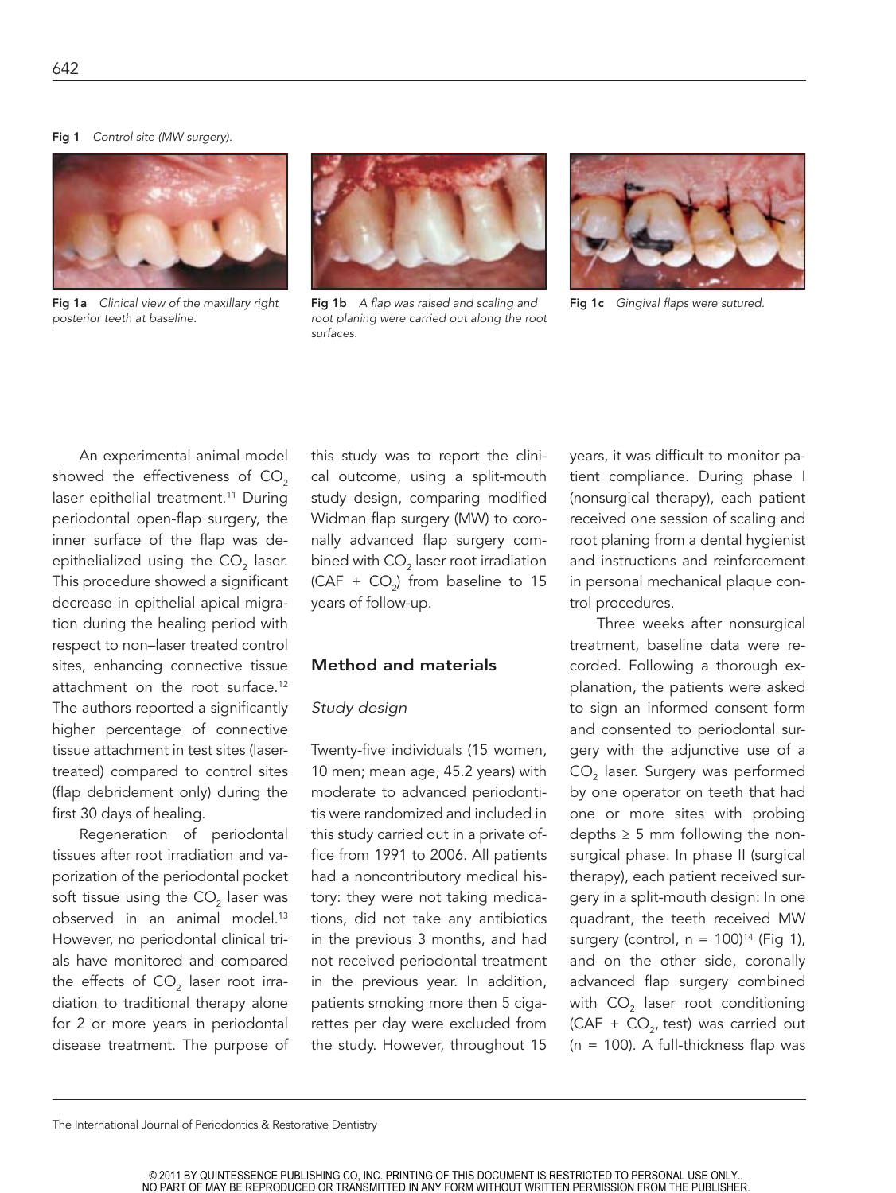Fig 1 *Control site (MW surgery).*

**Fig 1a** *Clinical view of the maxillary right posterior teeth at baseline.*

**Fig 1b** *A flap was raised and scaling and root planing were carried out along the root surfaces.*

**Fig 1c** *Gingival flaps were sutured.*

An experimental animal model showed the effectiveness of $CO_2$ laser epithelial treatment.[11] During periodontal open-flap surgery, the inner surface of the flap was de-epithelialized using the $CO_2$ laser. This procedure showed a significant decrease in epithelial apical migration during the healing period with respect to non–laser treated control sites, enhancing connective tissue attachment on the root surface.[12] The authors reported a significantly higher percentage of connective tissue attachment in test sites (laser-treated) compared to control sites (flap debridement only) during the first 30 days of healing.

Regeneration of periodontal tissues after root irradiation and vaporization of the periodontal pocket soft tissue using the $CO_2$ laser was observed in an animal model.[13] However, no periodontal clinical trials have monitored and compared the effects of $CO_2$ laser root irradiation to traditional therapy alone for 2 or more years in periodontal disease treatment. The purpose of this study was to report the clinical outcome, using a split-mouth study design, comparing modified Widman flap surgery (MW) to coronally advanced flap surgery combined with $CO_2$ laser root irradiation (CAF + $CO_2$) from baseline to 15 years of follow-up.

## Method and materials

### *Study design*

Twenty-five individuals (15 women, 10 men; mean age, 45.2 years) with moderate to advanced periodontitis were randomized and included in this study carried out in a private office from 1991 to 2006. All patients had a noncontributory medical history: they were not taking medications, did not take any antibiotics in the previous 3 months, and had not received periodontal treatment in the previous year. In addition, patients smoking more then 5 cigarettes per day were excluded from the study. However, throughout 15 years, it was difficult to monitor patient compliance. During phase I (nonsurgical therapy), each patient received one session of scaling and root planing from a dental hygienist and instructions and reinforcement in personal mechanical plaque control procedures.

Three weeks after nonsurgical treatment, baseline data were recorded. Following a thorough explanation, the patients were asked to sign an informed consent form and consented to periodontal surgery with the adjunctive use of a $CO_2$ laser. Surgery was performed by one operator on teeth that had one or more sites with probing depths ≥ 5 mm following the nonsurgical phase. In phase II (surgical therapy), each patient received surgery in a split-mouth design: In one quadrant, the teeth received MW surgery (control, n = 100)[14] (Fig 1), and on the other side, coronally advanced flap surgery combined with $CO_2$ laser root conditioning (CAF + $CO_2$, test) was carried out (n = 100). A full-thickness flap was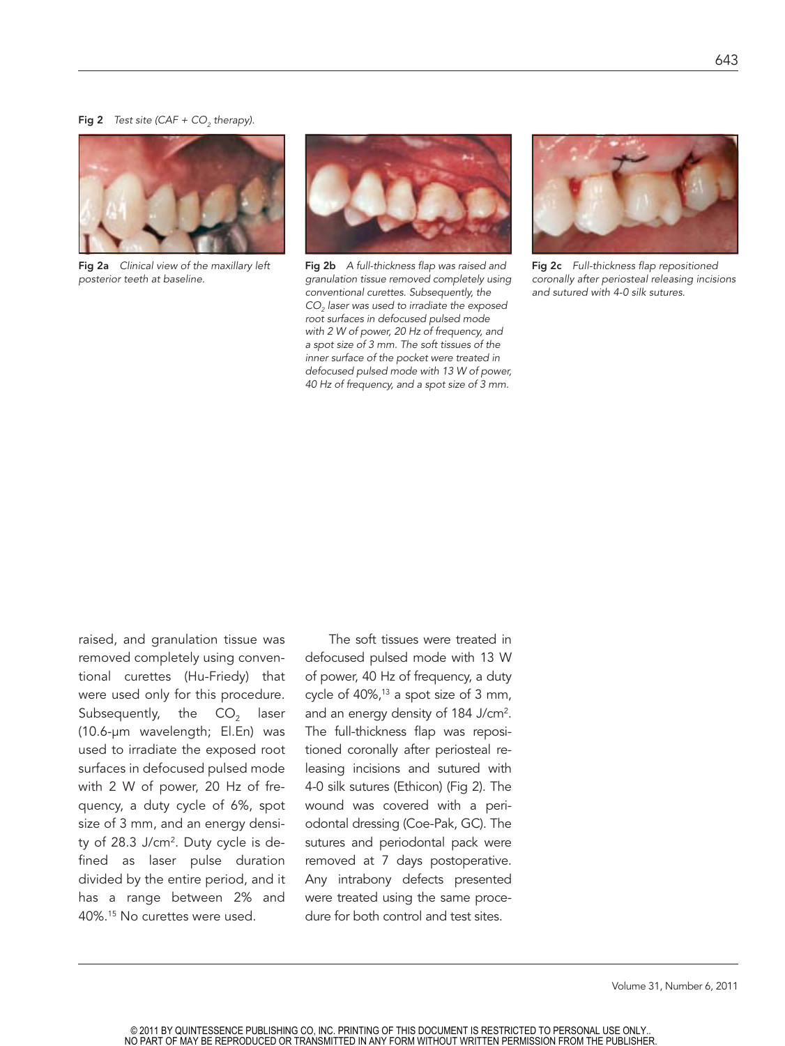Fig 2 *Test site (CAF + $CO_2$ therapy).*

**Fig 2a** *Clinical view of the maxillary left posterior teeth at baseline.*

**Fig 2b** *A full-thickness flap was raised and granulation tissue removed completely using conventional curettes. Subsequently, the $CO_2$ laser was used to irradiate the exposed root surfaces in defocused pulsed mode with 2 W of power, 20 Hz of frequency, and a spot size of 3 mm. The soft tissues of the inner surface of the pocket were treated in defocused pulsed mode with 13 W of power, 40 Hz of frequency, and a spot size of 3 mm.*

**Fig 2c** *Full-thickness flap repositioned coronally after periosteal releasing incisions and sutured with 4-0 silk sutures.*

raised, and granulation tissue was removed completely using conventional curettes (Hu-Friedy) that were used only for this procedure. Subsequently, the $CO_2$ laser (10.6-µm wavelength; El.En) was used to irradiate the exposed root surfaces in defocused pulsed mode with 2 W of power, 20 Hz of frequency, a duty cycle of 6%, spot size of 3 mm, and an energy density of 28.3 J/cm$^2$. Duty cycle is defined as laser pulse duration divided by the entire period, and it has a range between 2% and 40%.[15] No curettes were used.

The soft tissues were treated in defocused pulsed mode with 13 W of power, 40 Hz of frequency, a duty cycle of 40%,[13] a spot size of 3 mm, and an energy density of 184 J/cm$^2$. The full-thickness flap was repositioned coronally after periosteal releasing incisions and sutured with 4-0 silk sutures (Ethicon) (Fig 2). The wound was covered with a periodontal dressing (Coe-Pak, GC). The sutures and periodontal pack were removed at 7 days postoperative. Any intrabony defects presented were treated using the same procedure for both control and test sites.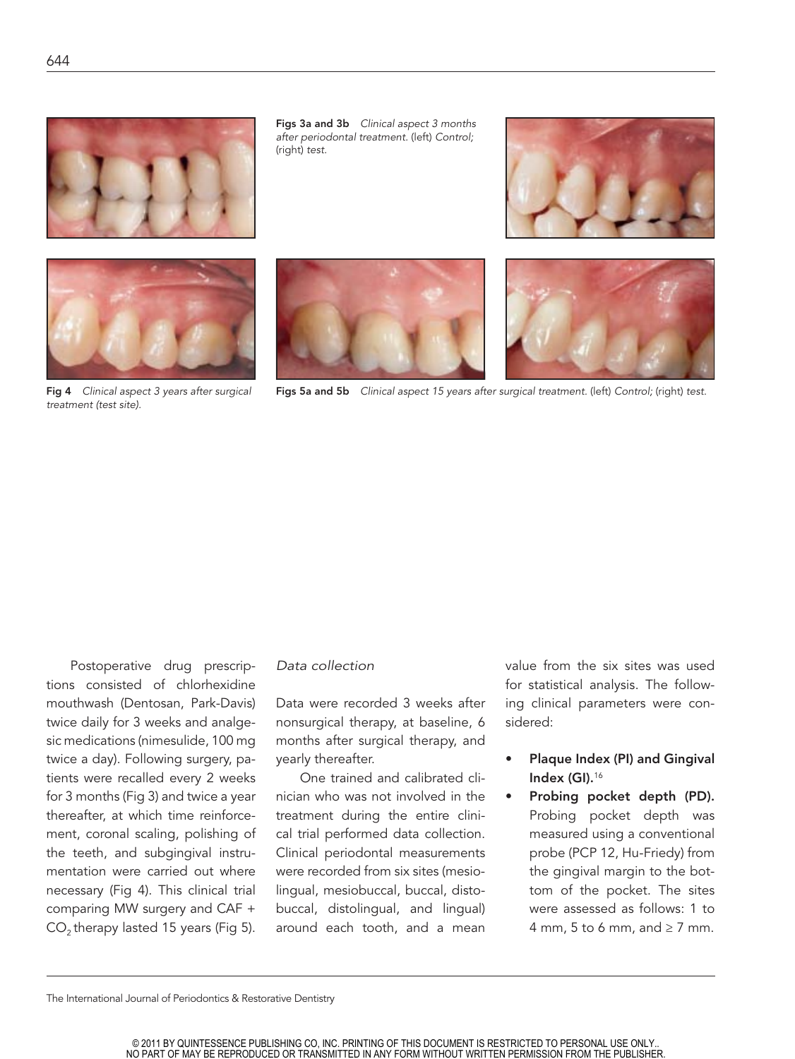**Figs 3a and 3b** *Clinical aspect 3 months after periodontal treatment.* (left) *Control;* (right) *test.*

**Fig 4** *Clinical aspect 3 years after surgical treatment (test site).*

**Figs 5a and 5b** *Clinical aspect 15 years after surgical treatment.* (left) *Control;* (right) *test.*

Postoperative drug prescriptions consisted of chlorhexidine mouthwash (Dentosan, Park-Davis) twice daily for 3 weeks and analgesic medications (nimesulide, 100 mg twice a day). Following surgery, patients were recalled every 2 weeks for 3 months (Fig 3) and twice a year thereafter, at which time reinforcement, coronal scaling, polishing of the teeth, and subgingival instrumentation were carried out where necessary (Fig 4). This clinical trial comparing MW surgery and CAF + $CO_2$ therapy lasted 15 years (Fig 5).

### *Data collection*

Data were recorded 3 weeks after nonsurgical therapy, at baseline, 6 months after surgical therapy, and yearly thereafter.

One trained and calibrated clinician who was not involved in the treatment during the entire clinical trial performed data collection. Clinical periodontal measurements were recorded from six sites (mesiolingual, mesiobuccal, buccal, distobuccal, distolingual, and lingual) around each tooth, and a mean value from the six sites was used for statistical analysis. The following clinical parameters were considered:

- **Plaque Index (PI) and Gingival Index (GI).**[16]
- **Probing pocket depth (PD).** Probing pocket depth was measured using a conventional probe (PCP 12, Hu-Friedy) from the gingival margin to the bottom of the pocket. The sites were assessed as follows: 1 to 4 mm, 5 to 6 mm, and ≥ 7 mm.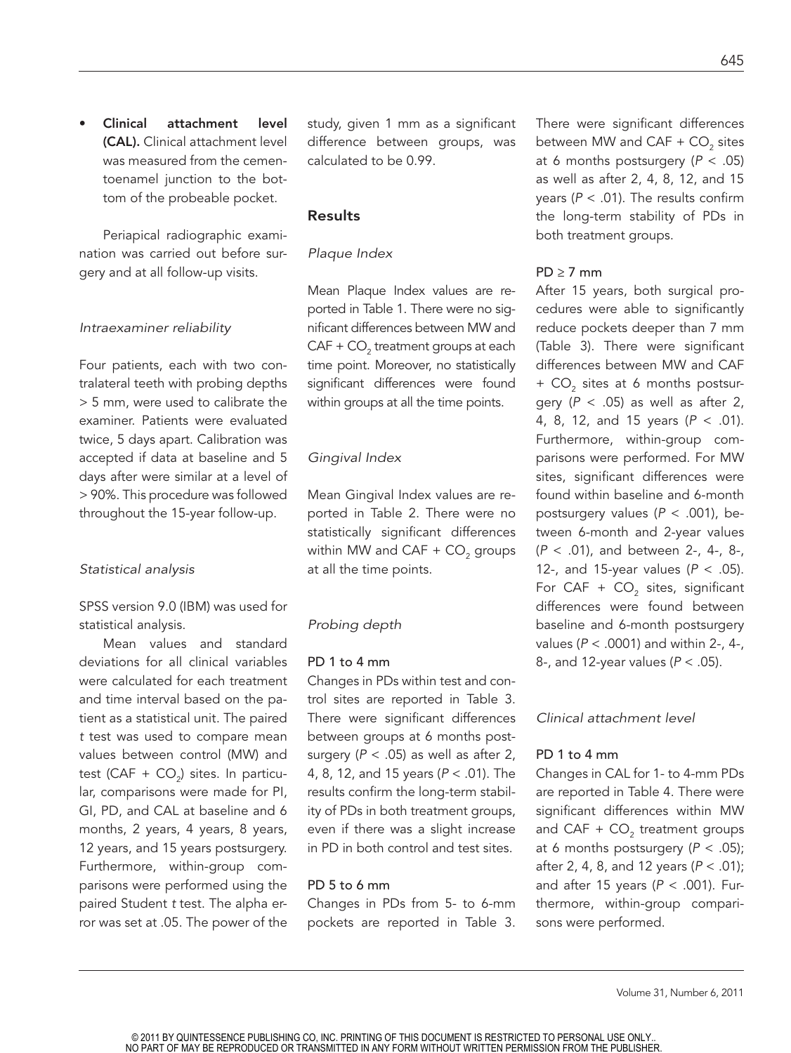- **Clinical attachment level (CAL).** Clinical attachment level was measured from the cementoenamel junction to the bottom of the probeable pocket.

Periapical radiographic examination was carried out before surgery and at all follow-up visits.

### *Intraexaminer reliability*

Four patients, each with two contralateral teeth with probing depths > 5 mm, were used to calibrate the examiner. Patients were evaluated twice, 5 days apart. Calibration was accepted if data at baseline and 5 days after were similar at a level of > 90%. This procedure was followed throughout the 15-year follow-up.

### *Statistical analysis*

SPSS version 9.0 (IBM) was used for statistical analysis.

Mean values and standard deviations for all clinical variables were calculated for each treatment and time interval based on the patient as a statistical unit. The paired *t* test was used to compare mean values between control (MW) and test (CAF + $CO_2$) sites. In particular, comparisons were made for PI, GI, PD, and CAL at baseline and 6 months, 2 years, 4 years, 8 years, 12 years, and 15 years postsurgery. Furthermore, within-group comparisons were performed using the paired Student *t* test. The alpha error was set at .05. The power of the study, given 1 mm as a significant difference between groups, was calculated to be 0.99.

## Results

### *Plaque Index*

Mean Plaque Index values are reported in Table 1. There were no significant differences between MW and CAF + $CO_2$ treatment groups at each time point. Moreover, no statistically significant differences were found within groups at all the time points.

### *Gingival Index*

Mean Gingival Index values are reported in Table 2. There were no statistically significant differences within MW and CAF + $CO_2$ groups at all the time points.

### *Probing depth*

#### PD 1 to 4 mm

Changes in PDs within test and control sites are reported in Table 3. There were significant differences between groups at 6 months postsurgery ($P < .05$) as well as after 2, 4, 8, 12, and 15 years ($P < .01$). The results confirm the long-term stability of PDs in both treatment groups, even if there was a slight increase in PD in both control and test sites.

#### PD 5 to 6 mm

Changes in PDs from 5- to 6-mm pockets are reported in Table 3. There were significant differences between MW and CAF + $CO_2$ sites at 6 months postsurgery ($P < .05$) as well as after 2, 4, 8, 12, and 15 years ($P < .01$). The results confirm the long-term stability of PDs in both treatment groups.

#### PD ≥ 7 mm

After 15 years, both surgical procedures were able to significantly reduce pockets deeper than 7 mm (Table 3). There were significant differences between MW and CAF + $CO_2$ sites at 6 months postsurgery ($P < .05$) as well as after 2, 4, 8, 12, and 15 years ($P < .01$). Furthermore, within-group comparisons were performed. For MW sites, significant differences were found within baseline and 6-month postsurgery values ($P < .001$), between 6-month and 2-year values ($P < .01$), and between 2-, 4-, 8-, 12-, and 15-year values ($P < .05$). For CAF + $CO_2$ sites, significant differences were found between baseline and 6-month postsurgery values ($P < .0001$) and within 2-, 4-, 8-, and 12-year values ($P < .05$).

### *Clinical attachment level*

#### PD 1 to 4 mm

Changes in CAL for 1- to 4-mm PDs are reported in Table 4. There were significant differences within MW and CAF + $CO_2$ treatment groups at 6 months postsurgery ($P < .05$); after 2, 4, 8, and 12 years ($P < .01$); and after 15 years ($P < .001$). Furthermore, within-group comparisons were performed.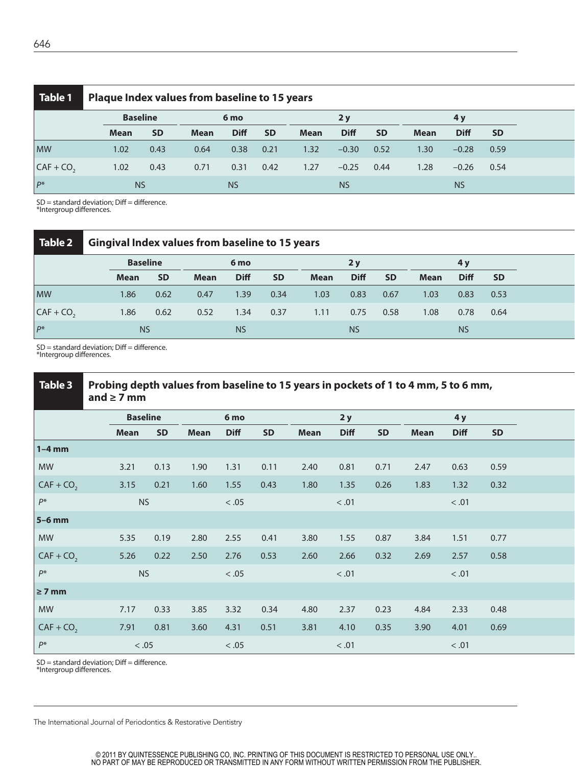**Table 1 Plaque Index values from baseline to 15 years**

| | Baseline | | 6 mo | | | 2 y | | | 4 y | | |
|---|---|---|---|---|---|---|---|---|---|---|---|
| | Mean | SD | Mean | Diff | SD | Mean | Diff | SD | Mean | Diff | SD |
| MW | 1.02 | 0.43 | 0.64 | 0.38 | 0.21 | 1.32 | −0.30 | 0.52 | 1.30 | −0.28 | 0.59 |
| CAF + $CO_2$ | 1.02 | 0.43 | 0.71 | 0.31 | 0.42 | 1.27 | −0.25 | 0.44 | 1.28 | −0.26 | 0.54 |
| $P$* | NS | | | NS | | | NS | | | NS | |

SD = standard deviation; Diff = difference.
*Intergroup differences.

**Table 2 Gingival Index values from baseline to 15 years**

| | Baseline | | 6 mo | | | 2 y | | | 4 y | | |
|---|---|---|---|---|---|---|---|---|---|---|---|
| | Mean | SD | Mean | Diff | SD | Mean | Diff | SD | Mean | Diff | SD |
| MW | 1.86 | 0.62 | 0.47 | 1.39 | 0.34 | 1.03 | 0.83 | 0.67 | 1.03 | 0.83 | 0.53 |
| CAF + $CO_2$ | 1.86 | 0.62 | 0.52 | 1.34 | 0.37 | 1.11 | 0.75 | 0.58 | 1.08 | 0.78 | 0.64 |
| $P$* | NS | | | NS | | | NS | | | NS | |

SD = standard deviation; Diff = difference.
*Intergroup differences.

**Table 3 Probing depth values from baseline to 15 years in pockets of 1 to 4 mm, 5 to 6 mm, and ≥ 7 mm**

| | Baseline | | 6 mo | | | 2 y | | | 4 y | | |
|---|---|---|---|---|---|---|---|---|---|---|---|
| | Mean | SD | Mean | Diff | SD | Mean | Diff | SD | Mean | Diff | SD |
| **1–4 mm** | | | | | | | | | | | |
| MW | 3.21 | 0.13 | 1.90 | 1.31 | 0.11 | 2.40 | 0.81 | 0.71 | 2.47 | 0.63 | 0.59 |
| CAF + $CO_2$ | 3.15 | 0.21 | 1.60 | 1.55 | 0.43 | 1.80 | 1.35 | 0.26 | 1.83 | 1.32 | 0.32 |
| $P$* | NS | | | < .05 | | | < .01 | | | < .01 | |
| **5–6 mm** | | | | | | | | | | | |
| MW | 5.35 | 0.19 | 2.80 | 2.55 | 0.41 | 3.80 | 1.55 | 0.87 | 3.84 | 1.51 | 0.77 |
| CAF + $CO_2$ | 5.26 | 0.22 | 2.50 | 2.76 | 0.53 | 2.60 | 2.66 | 0.32 | 2.69 | 2.57 | 0.58 |
| $P$* | NS | | | < .05 | | | < .01 | | | < .01 | |
| **≥ 7 mm** | | | | | | | | | | | |
| MW | 7.17 | 0.33 | 3.85 | 3.32 | 0.34 | 4.80 | 2.37 | 0.23 | 4.84 | 2.33 | 0.48 |
| CAF + $CO_2$ | 7.91 | 0.81 | 3.60 | 4.31 | 0.51 | 3.81 | 4.10 | 0.35 | 3.90 | 4.01 | 0.69 |
| $P$* | < .05 | | | < .05 | | | < .01 | | | < .01 | |

SD = standard deviation; Diff = difference.
*Intergroup differences.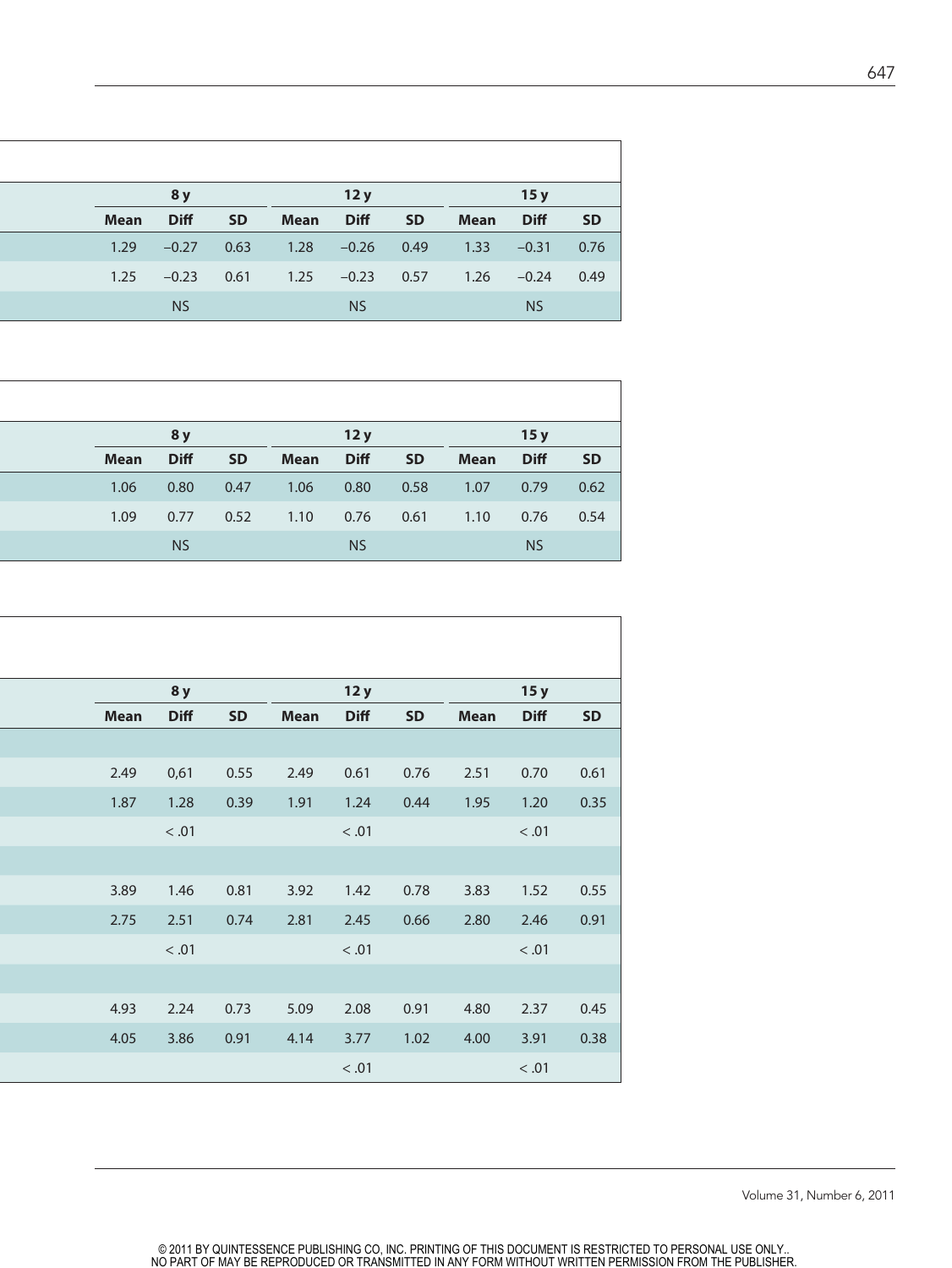| | 8 y | | | 12 y | | | 15 y | | |
|---|---|---|---|---|---|---|---|---|---|
| | Mean | Diff | SD | Mean | Diff | SD | Mean | Diff | SD |
| | 1.29 | −0.27 | 0.63 | 1.28 | −0.26 | 0.49 | 1.33 | −0.31 | 0.76 |
| | 1.25 | −0.23 | 0.61 | 1.25 | −0.23 | 0.57 | 1.26 | −0.24 | 0.49 |
| | | NS | | | NS | | | NS | |

| | 8 y | | | 12 y | | | 15 y | | |
|---|---|---|---|---|---|---|---|---|---|
| | Mean | Diff | SD | Mean | Diff | SD | Mean | Diff | SD |
| | 1.06 | 0.80 | 0.47 | 1.06 | 0.80 | 0.58 | 1.07 | 0.79 | 0.62 |
| | 1.09 | 0.77 | 0.52 | 1.10 | 0.76 | 0.61 | 1.10 | 0.76 | 0.54 |
| | | NS | | | NS | | | NS | |

| | 8 y | | | 12 y | | | 15 y | | |
|---|---|---|---|---|---|---|---|---|---|
| | Mean | Diff | SD | Mean | Diff | SD | Mean | Diff | SD |
| | | | | | | | | | |
| | 2.49 | 0,61 | 0.55 | 2.49 | 0.61 | 0.76 | 2.51 | 0.70 | 0.61 |
| | 1.87 | 1.28 | 0.39 | 1.91 | 1.24 | 0.44 | 1.95 | 1.20 | 0.35 |
| | | < .01 | | | < .01 | | | < .01 | |
| | | | | | | | | | |
| | 3.89 | 1.46 | 0.81 | 3.92 | 1.42 | 0.78 | 3.83 | 1.52 | 0.55 |
| | 2.75 | 2.51 | 0.74 | 2.81 | 2.45 | 0.66 | 2.80 | 2.46 | 0.91 |
| | | < .01 | | | < .01 | | | < .01 | |
| | | | | | | | | | |
| | 4.93 | 2.24 | 0.73 | 5.09 | 2.08 | 0.91 | 4.80 | 2.37 | 0.45 |
| | 4.05 | 3.86 | 0.91 | 4.14 | 3.77 | 1.02 | 4.00 | 3.91 | 0.38 |
| | | | | | < .01 | | | < .01 | |

© 2011 BY QUINTESSENCE PUBLISHING CO, INC. PRINTING OF THIS DOCUMENT IS RESTRICTED TO PERSONAL USE ONLY.. NO PART OF MAY BE REPRODUCED OR TRANSMITTED IN ANY FORM WITHOUT WRITTEN PERMISSION FROM THE PUBLISHER.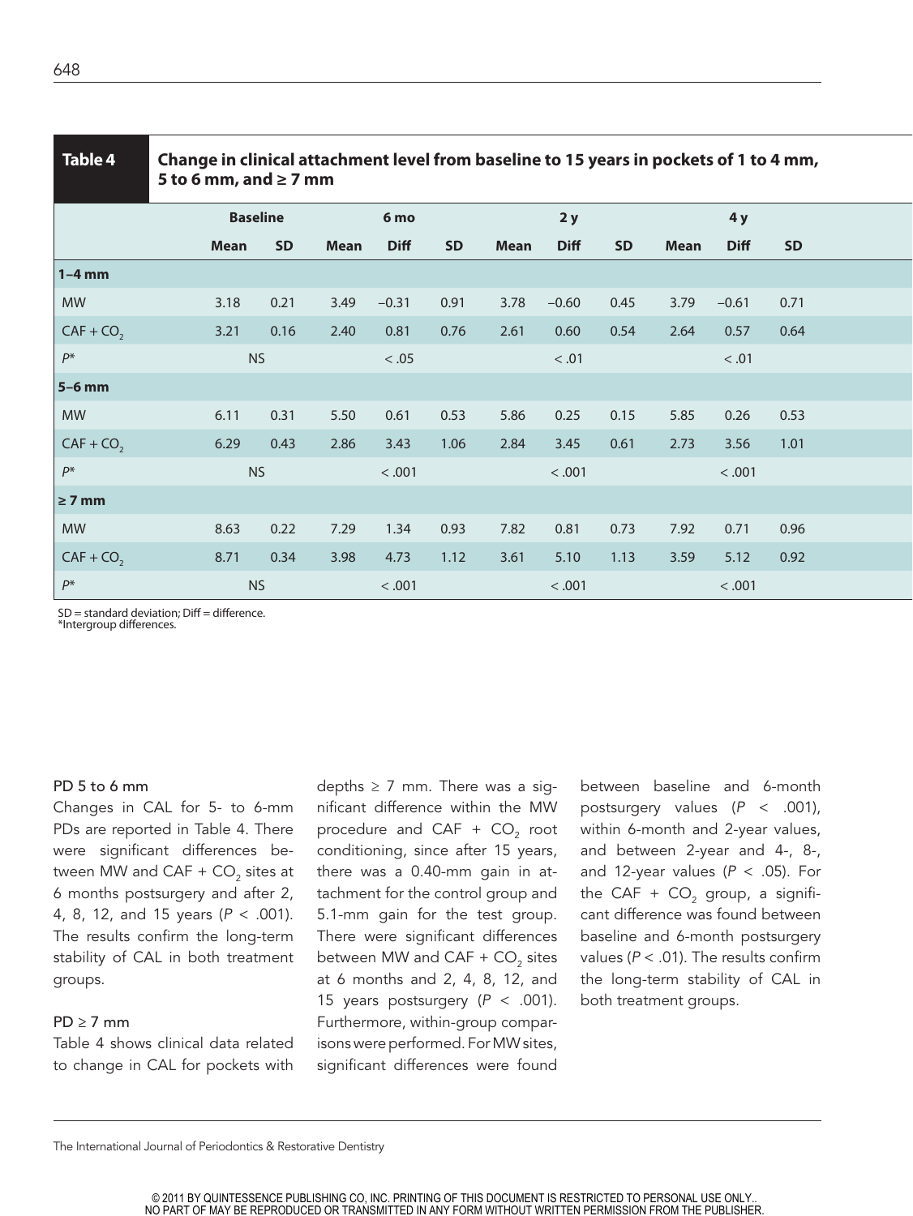**Table 4 Change in clinical attachment level from baseline to 15 years in pockets of 1 to 4 mm, 5 to 6 mm, and ≥ 7 mm**

| | Baseline | | 6 mo | | | 2 y | | | 4 y | | |
|---|---|---|---|---|---|---|---|---|---|---|---|
| | Mean | SD | Mean | Diff | SD | Mean | Diff | SD | Mean | Diff | SD |
| **1–4 mm** | | | | | | | | | | | |
| MW | 3.18 | 0.21 | 3.49 | −0.31 | 0.91 | 3.78 | −0.60 | 0.45 | 3.79 | −0.61 | 0.71 |
| CAF + $CO_2$ | 3.21 | 0.16 | 2.40 | 0.81 | 0.76 | 2.61 | 0.60 | 0.54 | 2.64 | 0.57 | 0.64 |
| *P** | NS | | | < .05 | | | < .01 | | | < .01 | |
| **5–6 mm** | | | | | | | | | | | |
| MW | 6.11 | 0.31 | 5.50 | 0.61 | 0.53 | 5.86 | 0.25 | 0.15 | 5.85 | 0.26 | 0.53 |
| CAF + $CO_2$ | 6.29 | 0.43 | 2.86 | 3.43 | 1.06 | 2.84 | 3.45 | 0.61 | 2.73 | 3.56 | 1.01 |
| *P** | NS | | | < .001 | | | < .001 | | | < .001 | |
| **≥ 7 mm** | | | | | | | | | | | |
| MW | 8.63 | 0.22 | 7.29 | 1.34 | 0.93 | 7.82 | 0.81 | 0.73 | 7.92 | 0.71 | 0.96 |
| CAF + $CO_2$ | 8.71 | 0.34 | 3.98 | 4.73 | 1.12 | 3.61 | 5.10 | 1.13 | 3.59 | 5.12 | 0.92 |
| *P** | NS | | | < .001 | | | < .001 | | | < .001 | |

SD = standard deviation; Diff = difference.
*Intergroup differences.

### PD 5 to 6 mm

Changes in CAL for 5- to 6-mm PDs are reported in Table 4. There were significant differences between MW and CAF + $CO_2$ sites at 6 months postsurgery and after 2, 4, 8, 12, and 15 years ($P < .001$). The results confirm the long-term stability of CAL in both treatment groups.

### PD ≥ 7 mm

Table 4 shows clinical data related to change in CAL for pockets with depths ≥ 7 mm. There was a significant difference within the MW procedure and CAF + $CO_2$ root conditioning, since after 15 years, there was a 0.40-mm gain in attachment for the control group and 5.1-mm gain for the test group. There were significant differences between MW and CAF + $CO_2$ sites at 6 months and 2, 4, 8, 12, and 15 years postsurgery ($P < .001$). Furthermore, within-group comparisons were performed. For MW sites, significant differences were found between baseline and 6-month postsurgery values ($P < .001$), within 6-month and 2-year values, and between 2-year and 4-, 8-, and 12-year values ($P < .05$). For the CAF + $CO_2$ group, a significant difference was found between baseline and 6-month postsurgery values ($P < .01$). The results confirm the long-term stability of CAL in both treatment groups.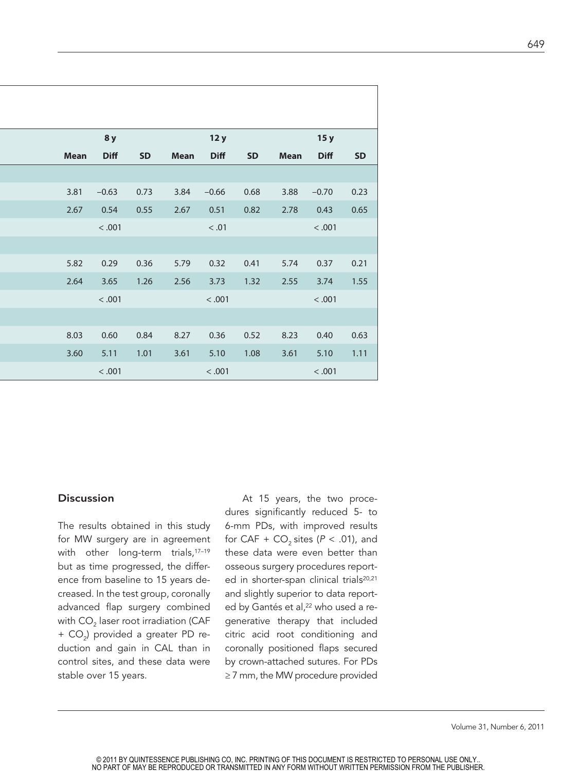| 8 y | | | 12 y | | | 15 y | | |
|---|---|---|---|---|---|---|---|---|
| Mean | Diff | SD | Mean | Diff | SD | Mean | Diff | SD |
| | | | | | | | | |
| 3.81 | –0.63 | 0.73 | 3.84 | –0.66 | 0.68 | 3.88 | –0.70 | 0.23 |
| 2.67 | 0.54 | 0.55 | 2.67 | 0.51 | 0.82 | 2.78 | 0.43 | 0.65 |
| | < .001 | | | < .01 | | | < .001 | |
| | | | | | | | | |
| 5.82 | 0.29 | 0.36 | 5.79 | 0.32 | 0.41 | 5.74 | 0.37 | 0.21 |
| 2.64 | 3.65 | 1.26 | 2.56 | 3.73 | 1.32 | 2.55 | 3.74 | 1.55 |
| | < .001 | | | < .001 | | | < .001 | |
| | | | | | | | | |
| 8.03 | 0.60 | 0.84 | 8.27 | 0.36 | 0.52 | 8.23 | 0.40 | 0.63 |
| 3.60 | 5.11 | 1.01 | 3.61 | 5.10 | 1.08 | 3.61 | 5.10 | 1.11 |
| | < .001 | | | < .001 | | | < .001 | |

## Discussion

The results obtained in this study for MW surgery are in agreement with other long-term trials,[17–19] but as time progressed, the difference from baseline to 15 years decreased. In the test group, coronally advanced flap surgery combined with $CO_2$ laser root irradiation (CAF + $CO_2$) provided a greater PD reduction and gain in CAL than in control sites, and these data were stable over 15 years.

At 15 years, the two procedures significantly reduced 5- to 6-mm PDs, with improved results for CAF + $CO_2$ sites ($P < .01$), and these data were even better than osseous surgery procedures reported in shorter-span clinical trials[20,21] and slightly superior to data reported by Gantés et al,[22] who used a regenerative therapy that included citric acid root conditioning and coronally positioned flaps secured by crown-attached sutures. For PDs ≥ 7 mm, the MW procedure provided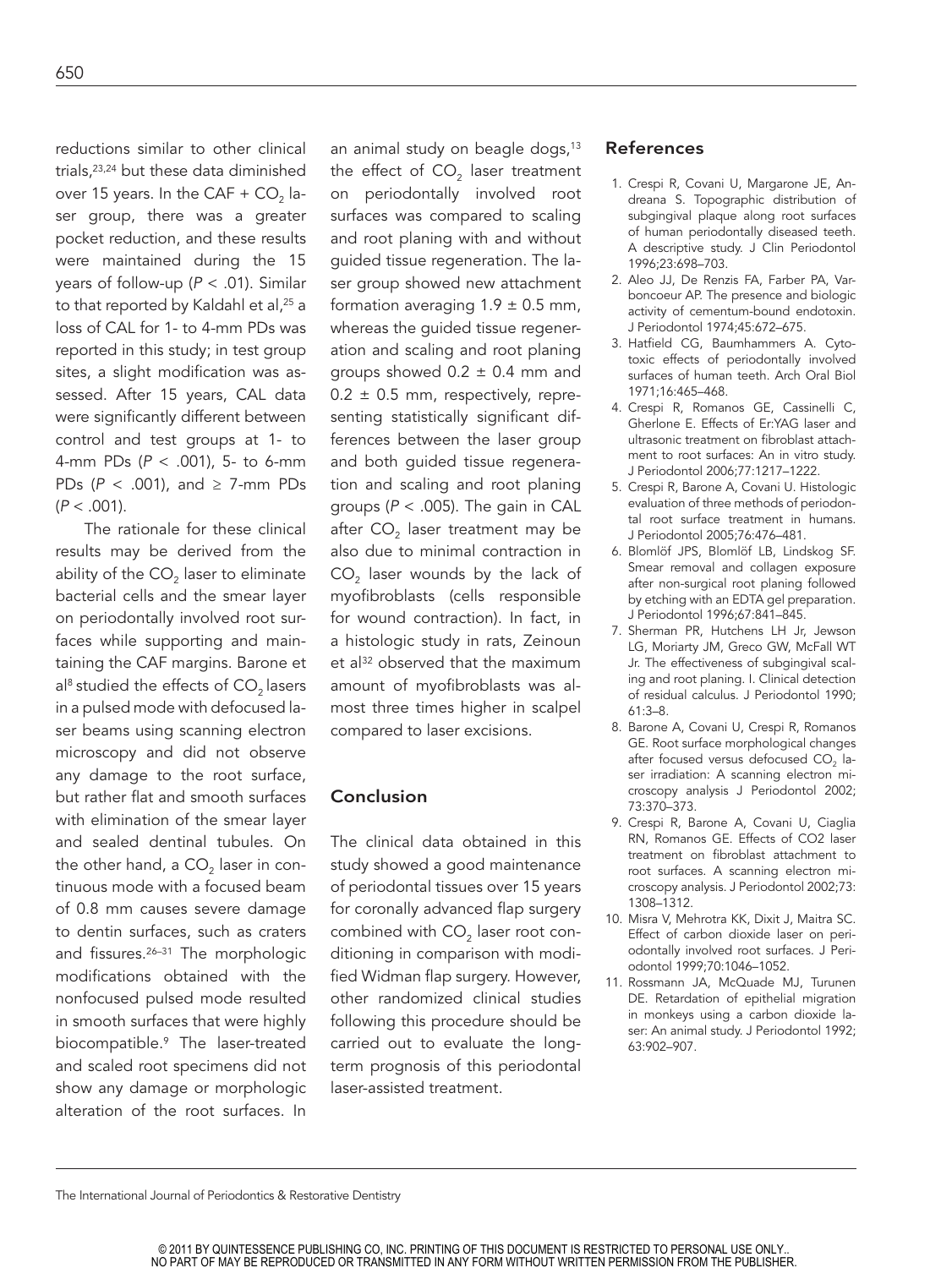reductions similar to other clinical trials,[23,24] but these data diminished over 15 years. In the CAF + $CO_2$ laser group, there was a greater pocket reduction, and these results were maintained during the 15 years of follow-up ($P < .01$). Similar to that reported by Kaldahl et al,[25] a loss of CAL for 1- to 4-mm PDs was reported in this study; in test group sites, a slight modification was assessed. After 15 years, CAL data were significantly different between control and test groups at 1- to 4-mm PDs ($P < .001$), 5- to 6-mm PDs ($P < .001$), and ≥ 7-mm PDs ($P < .001$).

The rationale for these clinical results may be derived from the ability of the $CO_2$ laser to eliminate bacterial cells and the smear layer on periodontally involved root surfaces while supporting and maintaining the CAF margins. Barone et al[8] studied the effects of $CO_2$ lasers in a pulsed mode with defocused laser beams using scanning electron microscopy and did not observe any damage to the root surface, but rather flat and smooth surfaces with elimination of the smear layer and sealed dentinal tubules. On the other hand, a $CO_2$ laser in continuous mode with a focused beam of 0.8 mm causes severe damage to dentin surfaces, such as craters and fissures.[26–31] The morphologic modifications obtained with the nonfocused pulsed mode resulted in smooth surfaces that were highly biocompatible.[9] The laser-treated and scaled root specimens did not show any damage or morphologic alteration of the root surfaces. In an animal study on beagle dogs,[13] the effect of $CO_2$ laser treatment on periodontally involved root surfaces was compared to scaling and root planing with and without guided tissue regeneration. The laser group showed new attachment formation averaging 1.9 ± 0.5 mm, whereas the guided tissue regeneration and scaling and root planing groups showed 0.2 ± 0.4 mm and 0.2 ± 0.5 mm, respectively, representing statistically significant differences between the laser group and both guided tissue regeneration and scaling and root planing groups ($P < .005$). The gain in CAL after $CO_2$ laser treatment may be also due to minimal contraction in $CO_2$ laser wounds by the lack of myofibroblasts (cells responsible for wound contraction). In fact, in a histologic study in rats, Zeinoun et al[32] observed that the maximum amount of myofibroblasts was almost three times higher in scalpel compared to laser excisions.

## Conclusion

The clinical data obtained in this study showed a good maintenance of periodontal tissues over 15 years for coronally advanced flap surgery combined with $CO_2$ laser root conditioning in comparison with modified Widman flap surgery. However, other randomized clinical studies following this procedure should be carried out to evaluate the long-term prognosis of this periodontal laser-assisted treatment.

## References

1. Crespi R, Covani U, Margarone JE, Andreana S. Topographic distribution of subgingival plaque along root surfaces of human periodontally diseased teeth. A descriptive study. J Clin Periodontol 1996;23:698–703.
2. Aleo JJ, De Renzis FA, Farber PA, Varboncoeur AP. The presence and biologic activity of cementum-bound endotoxin. J Periodontol 1974;45:672–675.
3. Hatfield CG, Baumhammers A. Cytotoxic effects of periodontally involved surfaces of human teeth. Arch Oral Biol 1971;16:465–468.
4. Crespi R, Romanos GE, Cassinelli C, Gherlone E. Effects of Er:YAG laser and ultrasonic treatment on fibroblast attachment to root surfaces: An in vitro study. J Periodontol 2006;77:1217–1222.
5. Crespi R, Barone A, Covani U. Histologic evaluation of three methods of periodontal root surface treatment in humans. J Periodontol 2005;76:476–481.
6. Blomlöf JPS, Blomlöf LB, Lindskog SF. Smear removal and collagen exposure after non-surgical root planing followed by etching with an EDTA gel preparation. J Periodontol 1996;67:841–845.
7. Sherman PR, Hutchens LH Jr, Jewson LG, Moriarty JM, Greco GW, McFall WT Jr. The effectiveness of subgingival scaling and root planing. I. Clinical detection of residual calculus. J Periodontol 1990; 61:3–8.
8. Barone A, Covani U, Crespi R, Romanos GE. Root surface morphological changes after focused versus defocused $CO_2$ laser irradiation: A scanning electron microscopy analysis J Periodontol 2002; 73:370–373.
9. Crespi R, Barone A, Covani U, Ciaglia RN, Romanos GE. Effects of CO2 laser treatment on fibroblast attachment to root surfaces. A scanning electron microscopy analysis. J Periodontol 2002;73: 1308–1312.
10. Misra V, Mehrotra KK, Dixit J, Maitra SC. Effect of carbon dioxide laser on periodontally involved root surfaces. J Periodontol 1999;70:1046–1052.
11. Rossmann JA, McQuade MJ, Turunen DE. Retardation of epithelial migration in monkeys using a carbon dioxide laser: An animal study. J Periodontol 1992; 63:902–907.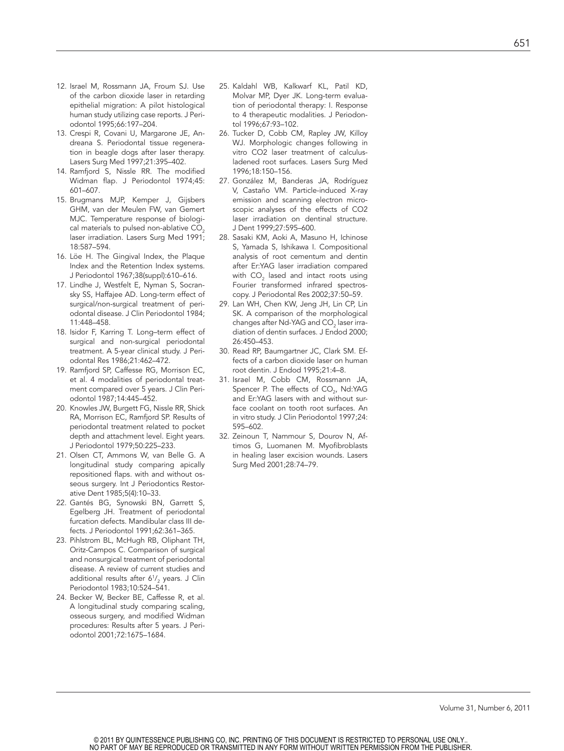12. Israel M, Rossmann JA, Froum SJ. Use of the carbon dioxide laser in retarding epithelial migration: A pilot histological human study utilizing case reports. J Periodontol 1995;66:197–204.
13. Crespi R, Covani U, Margarone JE, Andreana S. Periodontal tissue regeneration in beagle dogs after laser therapy. Lasers Surg Med 1997;21:395–402.
14. Ramfjord S, Nissle RR. The modified Widman flap. J Periodontol 1974;45: 601–607.
15. Brugmans MJP, Kemper J, Gijsbers GHM, van der Meulen FW, van Gemert MJC. Temperature response of biological materials to pulsed non-ablative $CO_2$ laser irradiation. Lasers Surg Med 1991; 18:587–594.
16. Löe H. The Gingival Index, the Plaque Index and the Retention Index systems. J Periodontol 1967;38(suppl):610–616.
17. Lindhe J, Westfelt E, Nyman S, Socransky SS, Haffajee AD. Long-term effect of surgical/non-surgical treatment of periodontal disease. J Clin Periodontol 1984; 11:448–458.
18. Isidor F, Karring T. Long–term effect of surgical and non-surgical periodontal treatment. A 5-year clinical study. J Periodontal Res 1986;21:462–472.
19. Ramfjord SP, Caffesse RG, Morrison EC, et al. 4 modalities of periodontal treatment compared over 5 years. J Clin Periodontol 1987;14:445–452.
20. Knowles JW, Burgett FG, Nissle RR, Shick RA, Morrison EC, Ramfjord SP. Results of periodontal treatment related to pocket depth and attachment level. Eight years. J Periodontol 1979;50:225–233.
21. Olsen CT, Ammons W, van Belle G. A longitudinal study comparing apically repositioned flaps. with and without osseous surgery. Int J Periodontics Restorative Dent 1985;5(4):10–33.
22. Gantés BG, Synowski BN, Garrett S, Egelberg JH. Treatment of periodontal furcation defects. Mandibular class III defects. J Periodontol 1991;62:361–365.
23. Pihlstrom BL, McHugh RB, Oliphant TH, Oritz-Campos C. Comparison of surgical and nonsurgical treatment of periodontal disease. A review of current studies and additional results after $6^1/_2$ years. J Clin Periodontol 1983;10:524–541.
24. Becker W, Becker BE, Caffesse R, et al. A longitudinal study comparing scaling, osseous surgery, and modified Widman procedures: Results after 5 years. J Periodontol 2001;72:1675–1684.
25. Kaldahl WB, Kalkwarf KL, Patil KD, Molvar MP, Dyer JK. Long-term evaluation of periodontal therapy: I. Response to 4 therapeutic modalities. J Periodontol 1996;67:93–102.
26. Tucker D, Cobb CM, Rapley JW, Killoy WJ. Morphologic changes following in vitro CO2 laser treatment of calculus-ladened root surfaces. Lasers Surg Med 1996;18:150–156.
27. González M, Banderas JA, Rodríguez V, Castaño VM. Particle-induced X-ray emission and scanning electron microscopic analyses of the effects of CO2 laser irradiation on dentinal structure. J Dent 1999;27:595–600.
28. Sasaki KM, Aoki A, Masuno H, Ichinose S, Yamada S, Ishikawa I. Compositional analysis of root cementum and dentin after Er:YAG laser irradiation compared with $CO_2$ lased and intact roots using Fourier transformed infrared spectroscopy. J Periodontal Res 2002;37:50–59.
29. Lan WH, Chen KW, Jeng JH, Lin CP, Lin SK. A comparison of the morphological changes after Nd-YAG and $CO_2$ laser irradiation of dentin surfaces. J Endod 2000; 26:450–453.
30. Read RP, Baumgartner JC, Clark SM. Effects of a carbon dioxide laser on human root dentin. J Endod 1995;21:4–8.
31. Israel M, Cobb CM, Rossmann JA, Spencer P. The effects of $CO_2$, Nd:YAG and Er:YAG lasers with and without surface coolant on tooth root surfaces. An in vitro study. J Clin Periodontol 1997;24: 595–602.
32. Zeinoun T, Nammour S, Dourov N, Aftimos G, Luomanen M. Myofibroblasts in healing laser excision wounds. Lasers Surg Med 2001;28:74–79.

© 2011 BY QUINTESSENCE PUBLISHING CO, INC. PRINTING OF THIS DOCUMENT IS RESTRICTED TO PERSONAL USE ONLY.. NO PART OF MAY BE REPRODUCED OR TRANSMITTED IN ANY FORM WITHOUT WRITTEN PERMISSION FROM THE PUBLISHER.